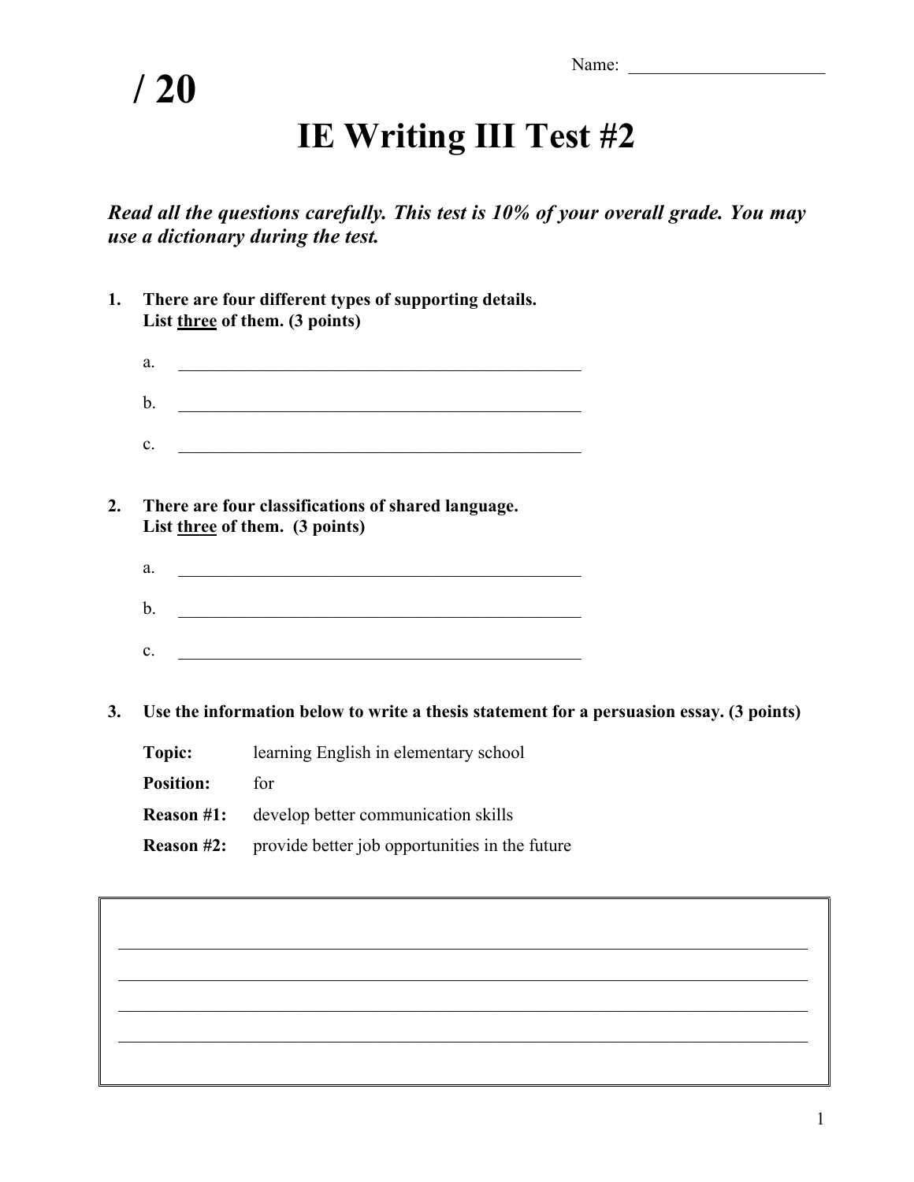Name: ______________________

**/ 20**

# IE Writing III Test #2

***Read all the questions carefully. This test is 10% of your overall grade. You may use a dictionary during the test.***

**1. There are four different types of supporting details. List <u>three</u> of them. (3 points)**

a. ______________________________________________

b. ______________________________________________

c. ______________________________________________

**2. There are four classifications of shared language. List <u>three</u> of them. (3 points)**

a. ______________________________________________

b. ______________________________________________

c. ______________________________________________

**3. Use the information below to write a thesis statement for a persuasion essay. (3 points)**

| | |
|---|---|
| **Topic:** | learning English in elementary school |
| **Position:** | for |
| **Reason #1:** | develop better communication skills |
| **Reason #2:** | provide better job opportunities in the future |

________________________________________________________________________________

________________________________________________________________________________

________________________________________________________________________________

________________________________________________________________________________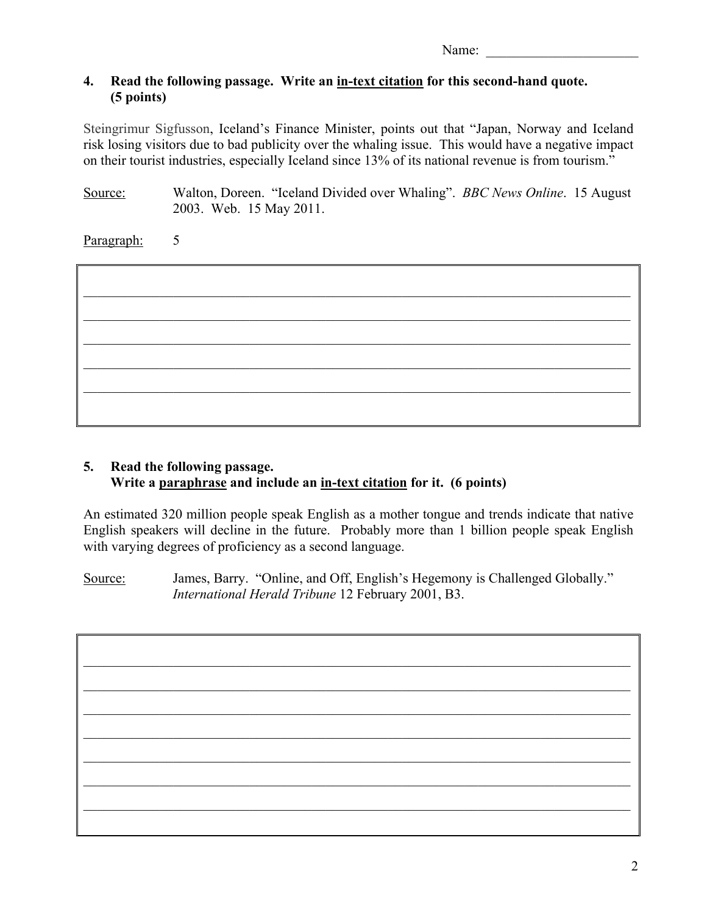Name: ______________________

**4. Read the following passage. Write an in-text citation for this second-hand quote. (5 points)**

Steingrimur Sigfusson, Iceland's Finance Minister, points out that "Japan, Norway and Iceland risk losing visitors due to bad publicity over the whaling issue. This would have a negative impact on their tourist industries, especially Iceland since 13% of its national revenue is from tourism."

Source: Walton, Doreen. "Iceland Divided over Whaling". *BBC News Online*. 15 August 2003. Web. 15 May 2011.

Paragraph: 5

______________________________________________________________________________

______________________________________________________________________________

______________________________________________________________________________

______________________________________________________________________________

______________________________________________________________________________

**5. Read the following passage. Write a paraphrase and include an in-text citation for it. (6 points)**

An estimated 320 million people speak English as a mother tongue and trends indicate that native English speakers will decline in the future. Probably more than 1 billion people speak English with varying degrees of proficiency as a second language.

Source: James, Barry. "Online, and Off, English's Hegemony is Challenged Globally." *International Herald Tribune* 12 February 2001, B3.

______________________________________________________________________________

______________________________________________________________________________

______________________________________________________________________________

______________________________________________________________________________

______________________________________________________________________________

______________________________________________________________________________

______________________________________________________________________________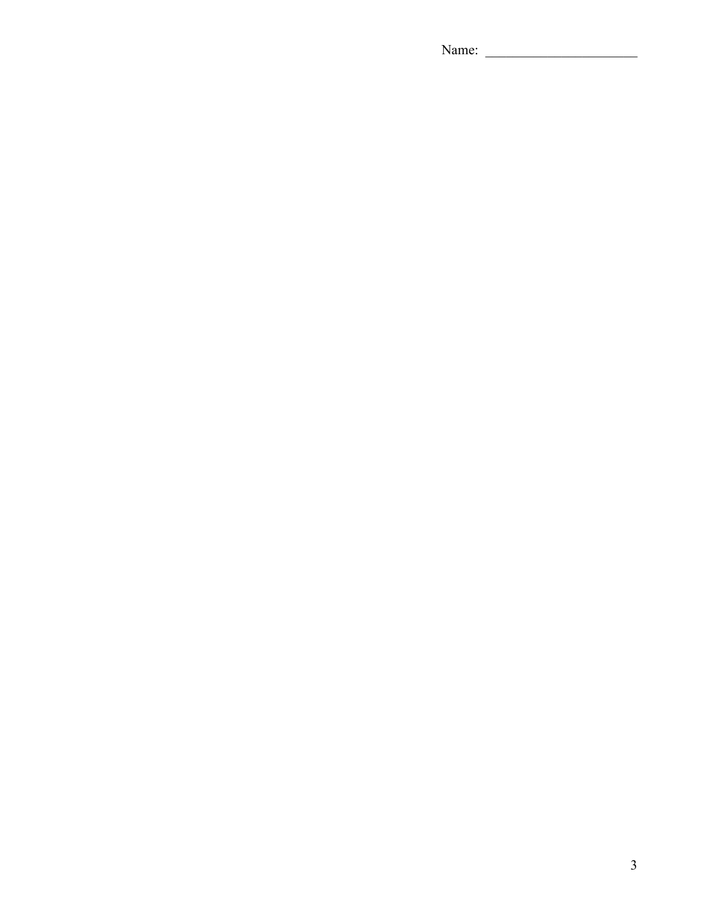Name: ______________________